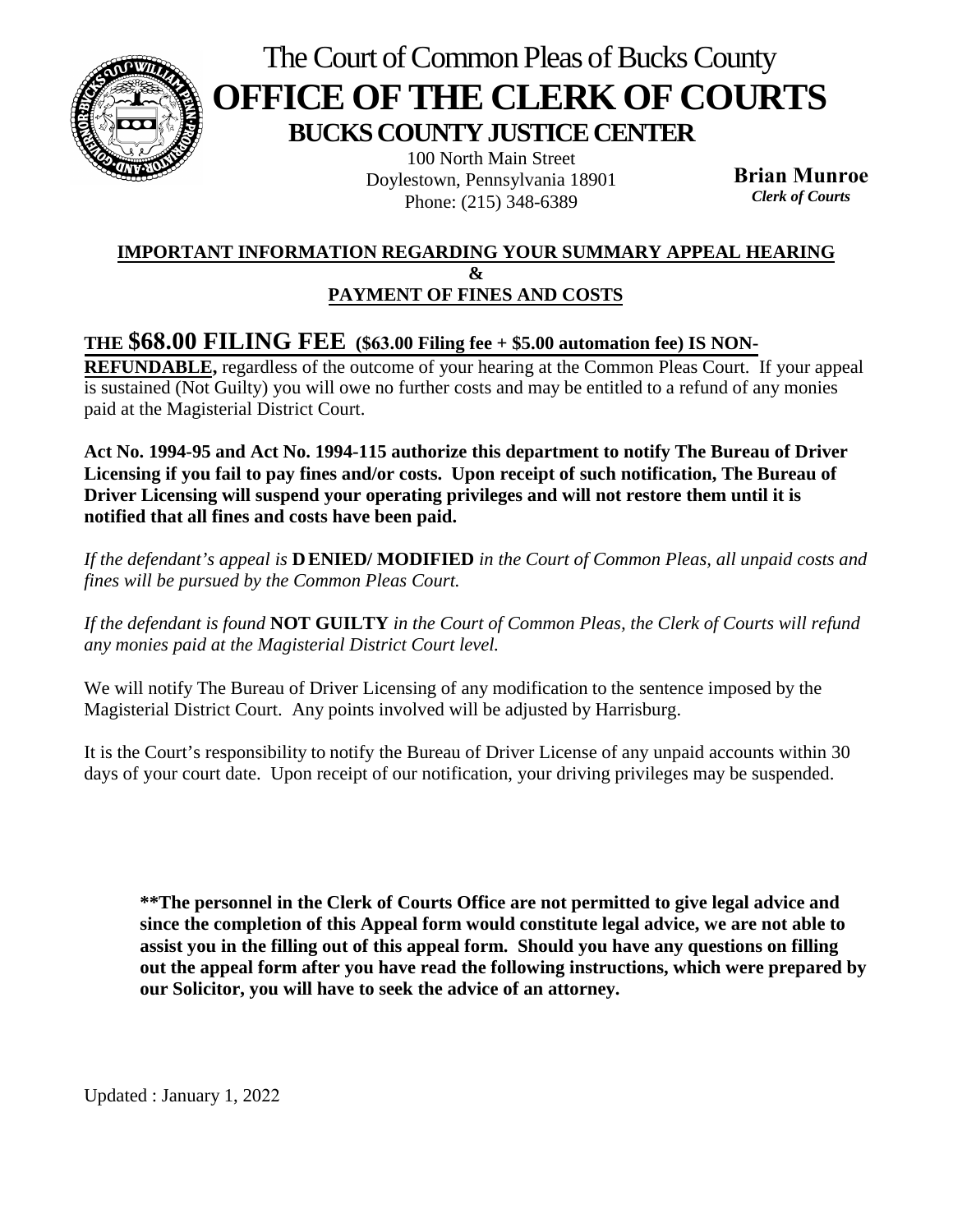# The Court of Common Pleas of Bucks County

# OFFICE OF THE CLERK OF COURTS

## BUCKS COUNTY JUSTICE CENTER

100 North Main Street
Doylestown, Pennsylvania 18901
Phone: (215) 348-6389

**Brian Munroe**
***Clerk of Courts***

### IMPORTANT INFORMATION REGARDING YOUR SUMMARY APPEAL HEARING & PAYMENT OF FINES AND COSTS

**THE $68.00 FILING FEE ($63.00 Filing fee + $5.00 automation fee) IS NON-REFUNDABLE,** regardless of the outcome of your hearing at the Common Pleas Court. If your appeal is sustained (Not Guilty) you will owe no further costs and may be entitled to a refund of any monies paid at the Magisterial District Court.

**Act No. 1994-95 and Act No. 1994-115 authorize this department to notify The Bureau of Driver Licensing if you fail to pay fines and/or costs. Upon receipt of such notification, The Bureau of Driver Licensing will suspend your operating privileges and will not restore them until it is notified that all fines and costs have been paid.**

*If the defendant's appeal is* **DENIED/ MODIFIED** *in the Court of Common Pleas, all unpaid costs and fines will be pursued by the Common Pleas Court.*

*If the defendant is found* **NOT GUILTY** *in the Court of Common Pleas, the Clerk of Courts will refund any monies paid at the Magisterial District Court level.*

We will notify The Bureau of Driver Licensing of any modification to the sentence imposed by the Magisterial District Court. Any points involved will be adjusted by Harrisburg.

It is the Court's responsibility to notify the Bureau of Driver License of any unpaid accounts within 30 days of your court date. Upon receipt of our notification, your driving privileges may be suspended.

**\*\*The personnel in the Clerk of Courts Office are not permitted to give legal advice and since the completion of this Appeal form would constitute legal advice, we are not able to assist you in the filling out of this appeal form. Should you have any questions on filling out the appeal form after you have read the following instructions, which were prepared by our Solicitor, you will have to seek the advice of an attorney.**

Updated : January 1, 2022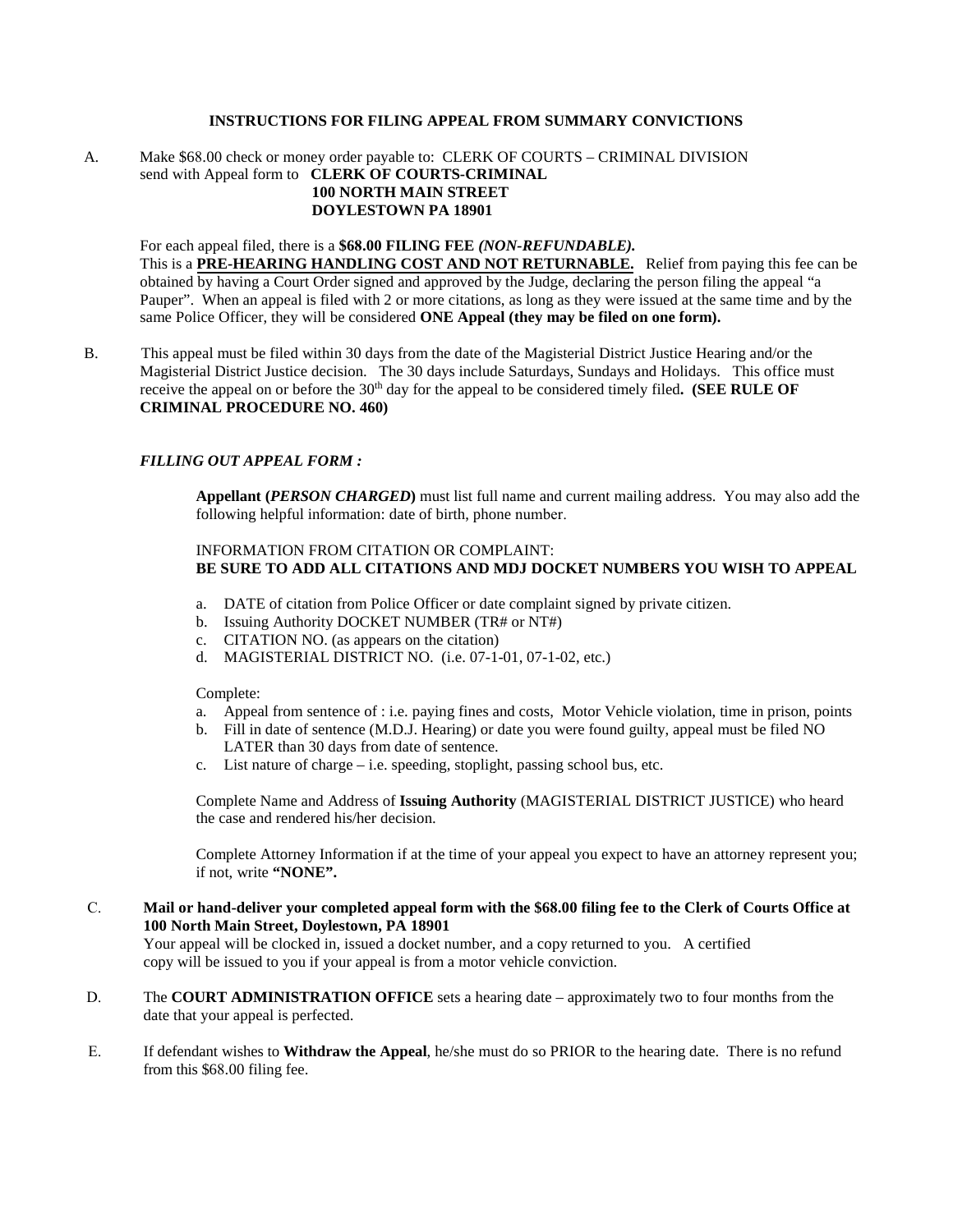# INSTRUCTIONS FOR FILING APPEAL FROM SUMMARY CONVICTIONS

A. Make $68.00 check or money order payable to: CLERK OF COURTS – CRIMINAL DIVISION send with Appeal form to **CLERK OF COURTS-CRIMINAL**
**100 NORTH MAIN STREET**
**DOYLESTOWN PA 18901**

For each appeal filed, there is a **$68.00 FILING FEE** ***(NON-REFUNDABLE).*** This is a **PRE-HEARING HANDLING COST AND NOT RETURNABLE.** Relief from paying this fee can be obtained by having a Court Order signed and approved by the Judge, declaring the person filing the appeal "a Pauper". When an appeal is filed with 2 or more citations, as long as they were issued at the same time and by the same Police Officer, they will be considered **ONE Appeal (they may be filed on one form).**

B. This appeal must be filed within 30 days from the date of the Magisterial District Justice Hearing and/or the Magisterial District Justice decision. The 30 days include Saturdays, Sundays and Holidays. This office must receive the appeal on or before the 30th day for the appeal to be considered timely filed**. (SEE RULE OF CRIMINAL PROCEDURE NO. 460)**

***FILLING OUT APPEAL FORM :***

**Appellant (*PERSON CHARGED*)** must list full name and current mailing address. You may also add the following helpful information: date of birth, phone number.

INFORMATION FROM CITATION OR COMPLAINT:
**BE SURE TO ADD ALL CITATIONS AND MDJ DOCKET NUMBERS YOU WISH TO APPEAL**

a. DATE of citation from Police Officer or date complaint signed by private citizen.
b. Issuing Authority DOCKET NUMBER (TR# or NT#)
c. CITATION NO. (as appears on the citation)
d. MAGISTERIAL DISTRICT NO. (i.e. 07-1-01, 07-1-02, etc.)

Complete:

a. Appeal from sentence of : i.e. paying fines and costs, Motor Vehicle violation, time in prison, points
b. Fill in date of sentence (M.D.J. Hearing) or date you were found guilty, appeal must be filed NO LATER than 30 days from date of sentence.
c. List nature of charge – i.e. speeding, stoplight, passing school bus, etc.

Complete Name and Address of **Issuing Authority** (MAGISTERIAL DISTRICT JUSTICE) who heard the case and rendered his/her decision.

Complete Attorney Information if at the time of your appeal you expect to have an attorney represent you; if not, write **"NONE".**

C. **Mail or hand-deliver your completed appeal form with the $68.00 filing fee to the Clerk of Courts Office at 100 North Main Street, Doylestown, PA 18901**
Your appeal will be clocked in, issued a docket number, and a copy returned to you. A certified copy will be issued to you if your appeal is from a motor vehicle conviction.

D. The **COURT ADMINISTRATION OFFICE** sets a hearing date – approximately two to four months from the date that your appeal is perfected.

E. If defendant wishes to **Withdraw the Appeal**, he/she must do so PRIOR to the hearing date. There is no refund from this $68.00 filing fee.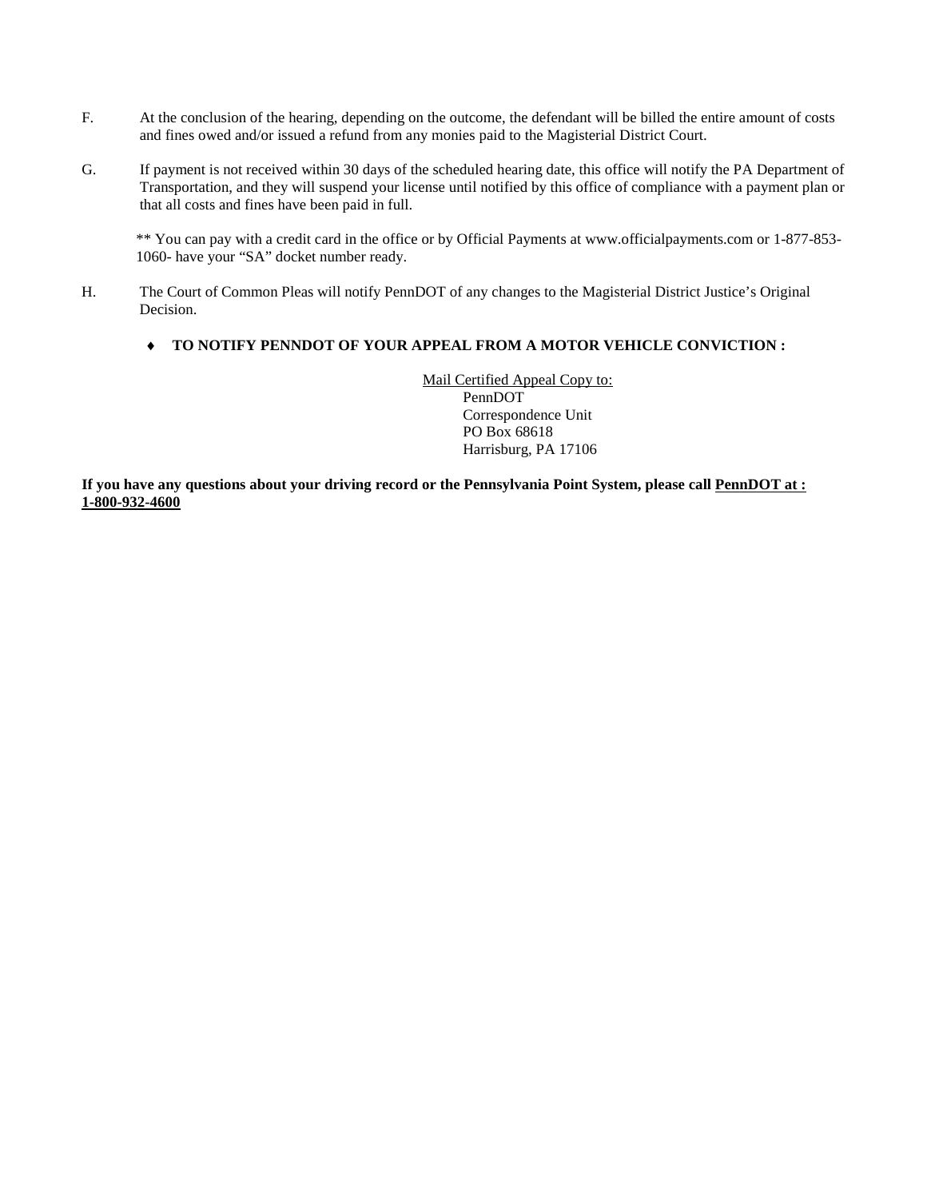F. At the conclusion of the hearing, depending on the outcome, the defendant will be billed the entire amount of costs and fines owed and/or issued a refund from any monies paid to the Magisterial District Court.

G. If payment is not received within 30 days of the scheduled hearing date, this office will notify the PA Department of Transportation, and they will suspend your license until notified by this office of compliance with a payment plan or that all costs and fines have been paid in full.

** You can pay with a credit card in the office or by Official Payments at www.officialpayments.com or 1-877-853-1060- have your "SA" docket number ready.

H. The Court of Common Pleas will notify PennDOT of any changes to the Magisterial District Justice's Original Decision.

- **TO NOTIFY PENNDOT OF YOUR APPEAL FROM A MOTOR VEHICLE CONVICTION :**

Mail Certified Appeal Copy to:
PennDOT
Correspondence Unit
PO Box 68618
Harrisburg, PA 17106

**If you have any questions about your driving record or the Pennsylvania Point System, please call PennDOT at : 1-800-932-4600**